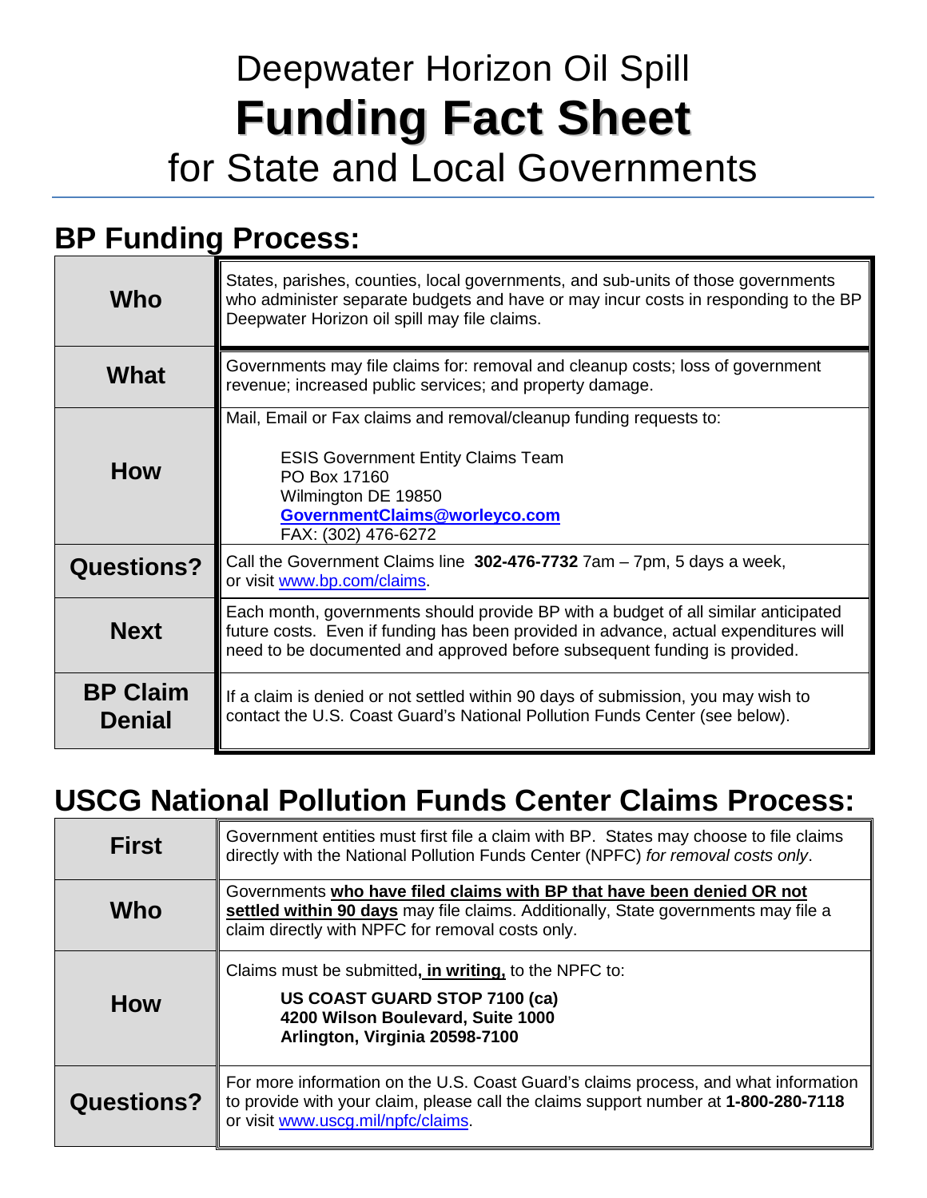# Deepwater Horizon Oil Spill
# **Funding Fact Sheet**
# for State and Local Governments

## BP Funding Process:

| | |
|---|---|
| **Who** | States, parishes, counties, local governments, and sub-units of those governments who administer separate budgets and have or may incur costs in responding to the BP Deepwater Horizon oil spill may file claims. |
| **What** | Governments may file claims for: removal and cleanup costs; loss of government revenue; increased public services; and property damage. |
| **How** | Mail, Email or Fax claims and removal/cleanup funding requests to:<br><br>ESIS Government Entity Claims Team<br>PO Box 17160<br>Wilmington DE 19850<br>**GovernmentClaims@worleyco.com**<br>FAX: (302) 476-6272 |
| **Questions?** | Call the Government Claims line **302-476-7732** 7am – 7pm, 5 days a week, or visit www.bp.com/claims. |
| **Next** | Each month, governments should provide BP with a budget of all similar anticipated future costs. Even if funding has been provided in advance, actual expenditures will need to be documented and approved before subsequent funding is provided. |
| **BP Claim Denial** | If a claim is denied or not settled within 90 days of submission, you may wish to contact the U.S. Coast Guard's National Pollution Funds Center (see below). |

## USCG National Pollution Funds Center Claims Process:

| | |
|---|---|
| **First** | Government entities must first file a claim with BP. States may choose to file claims directly with the National Pollution Funds Center (NPFC) *for removal costs only*. |
| **Who** | Governments **who have filed claims with BP that have been denied OR not settled within 90 days** may file claims. Additionally, State governments may file a claim directly with NPFC for removal costs only. |
| **How** | Claims must be submitted**, in writing,** to the NPFC to:<br><br>**US COAST GUARD STOP 7100 (ca)**<br>**4200 Wilson Boulevard, Suite 1000**<br>**Arlington, Virginia 20598-7100** |
| **Questions?** | For more information on the U.S. Coast Guard's claims process, and what information to provide with your claim, please call the claims support number at **1-800-280-7118** or visit www.uscg.mil/npfc/claims. |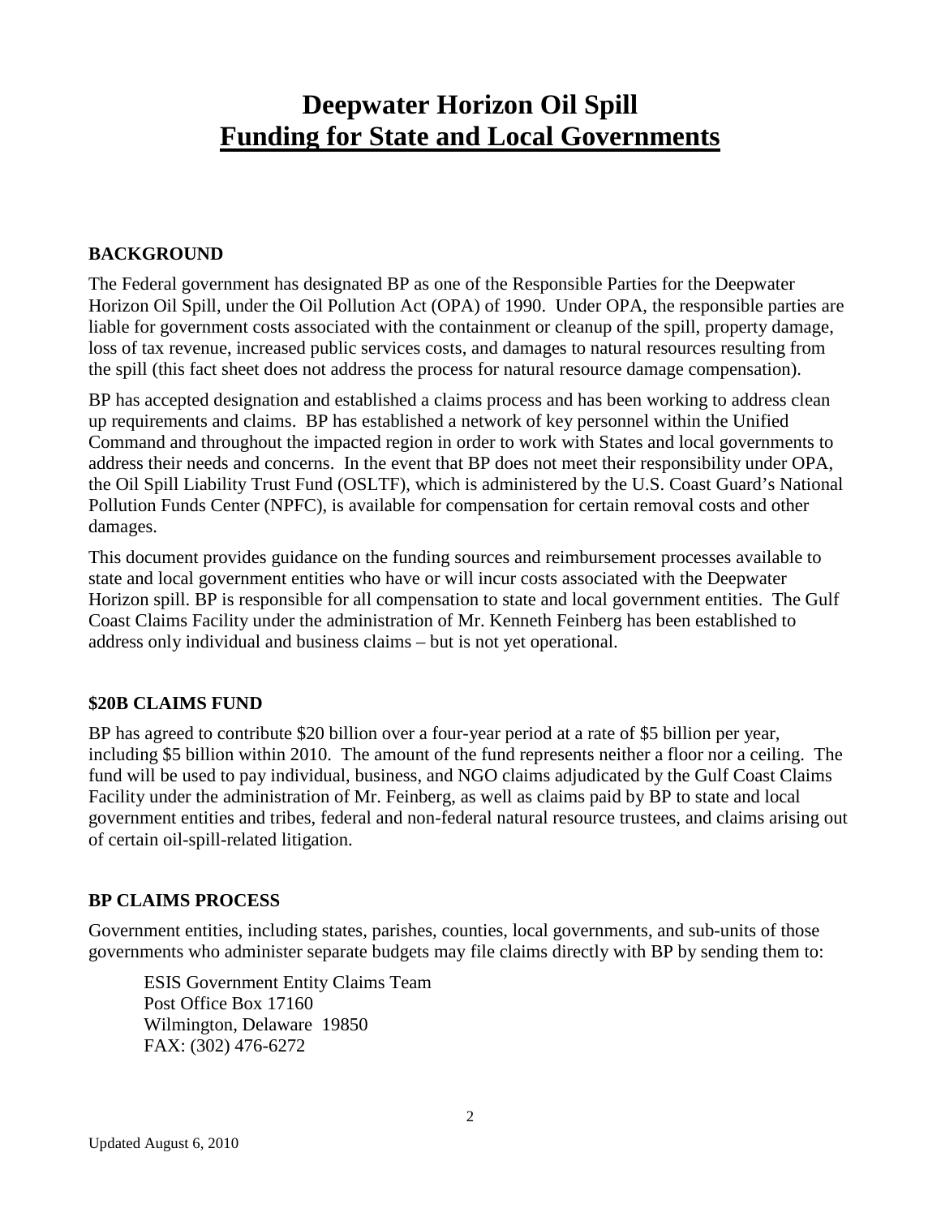# Deepwater Horizon Oil Spill

# Funding for State and Local Governments

## BACKGROUND

The Federal government has designated BP as one of the Responsible Parties for the Deepwater Horizon Oil Spill, under the Oil Pollution Act (OPA) of 1990. Under OPA, the responsible parties are liable for government costs associated with the containment or cleanup of the spill, property damage, loss of tax revenue, increased public services costs, and damages to natural resources resulting from the spill (this fact sheet does not address the process for natural resource damage compensation).

BP has accepted designation and established a claims process and has been working to address clean up requirements and claims. BP has established a network of key personnel within the Unified Command and throughout the impacted region in order to work with States and local governments to address their needs and concerns. In the event that BP does not meet their responsibility under OPA, the Oil Spill Liability Trust Fund (OSLTF), which is administered by the U.S. Coast Guard's National Pollution Funds Center (NPFC), is available for compensation for certain removal costs and other damages.

This document provides guidance on the funding sources and reimbursement processes available to state and local government entities who have or will incur costs associated with the Deepwater Horizon spill. BP is responsible for all compensation to state and local government entities. The Gulf Coast Claims Facility under the administration of Mr. Kenneth Feinberg has been established to address only individual and business claims – but is not yet operational.

## $20B CLAIMS FUND

BP has agreed to contribute $20 billion over a four-year period at a rate of $5 billion per year, including $5 billion within 2010. The amount of the fund represents neither a floor nor a ceiling. The fund will be used to pay individual, business, and NGO claims adjudicated by the Gulf Coast Claims Facility under the administration of Mr. Feinberg, as well as claims paid by BP to state and local government entities and tribes, federal and non-federal natural resource trustees, and claims arising out of certain oil-spill-related litigation.

## BP CLAIMS PROCESS

Government entities, including states, parishes, counties, local governments, and sub-units of those governments who administer separate budgets may file claims directly with BP by sending them to:

ESIS Government Entity Claims Team
Post Office Box 17160
Wilmington, Delaware 19850
FAX: (302) 476-6272

Updated August 6, 2010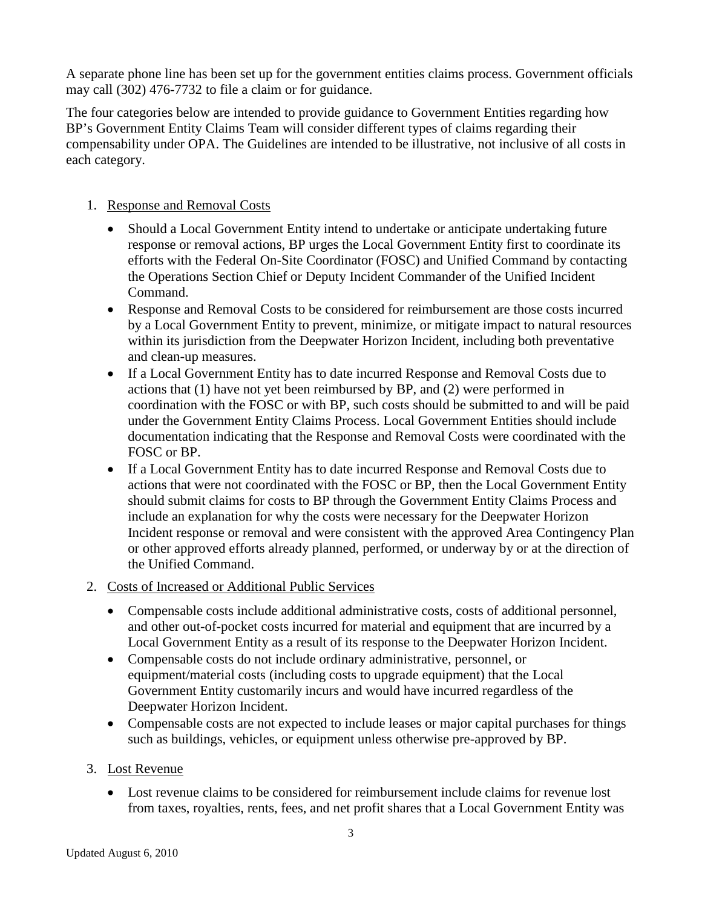A separate phone line has been set up for the government entities claims process. Government officials may call (302) 476-7732 to file a claim or for guidance.

The four categories below are intended to provide guidance to Government Entities regarding how BP's Government Entity Claims Team will consider different types of claims regarding their compensability under OPA. The Guidelines are intended to be illustrative, not inclusive of all costs in each category.

1. <u>Response and Removal Costs</u>

   - Should a Local Government Entity intend to undertake or anticipate undertaking future response or removal actions, BP urges the Local Government Entity first to coordinate its efforts with the Federal On-Site Coordinator (FOSC) and Unified Command by contacting the Operations Section Chief or Deputy Incident Commander of the Unified Incident Command.
   - Response and Removal Costs to be considered for reimbursement are those costs incurred by a Local Government Entity to prevent, minimize, or mitigate impact to natural resources within its jurisdiction from the Deepwater Horizon Incident, including both preventative and clean-up measures.
   - If a Local Government Entity has to date incurred Response and Removal Costs due to actions that (1) have not yet been reimbursed by BP, and (2) were performed in coordination with the FOSC or with BP, such costs should be submitted to and will be paid under the Government Entity Claims Process. Local Government Entities should include documentation indicating that the Response and Removal Costs were coordinated with the FOSC or BP.
   - If a Local Government Entity has to date incurred Response and Removal Costs due to actions that were not coordinated with the FOSC or BP, then the Local Government Entity should submit claims for costs to BP through the Government Entity Claims Process and include an explanation for why the costs were necessary for the Deepwater Horizon Incident response or removal and were consistent with the approved Area Contingency Plan or other approved efforts already planned, performed, or underway by or at the direction of the Unified Command.

2. <u>Costs of Increased or Additional Public Services</u>

   - Compensable costs include additional administrative costs, costs of additional personnel, and other out-of-pocket costs incurred for material and equipment that are incurred by a Local Government Entity as a result of its response to the Deepwater Horizon Incident.
   - Compensable costs do not include ordinary administrative, personnel, or equipment/material costs (including costs to upgrade equipment) that the Local Government Entity customarily incurs and would have incurred regardless of the Deepwater Horizon Incident.
   - Compensable costs are not expected to include leases or major capital purchases for things such as buildings, vehicles, or equipment unless otherwise pre-approved by BP.

3. <u>Lost Revenue</u>

   - Lost revenue claims to be considered for reimbursement include claims for revenue lost from taxes, royalties, rents, fees, and net profit shares that a Local Government Entity was

Updated August 6, 2010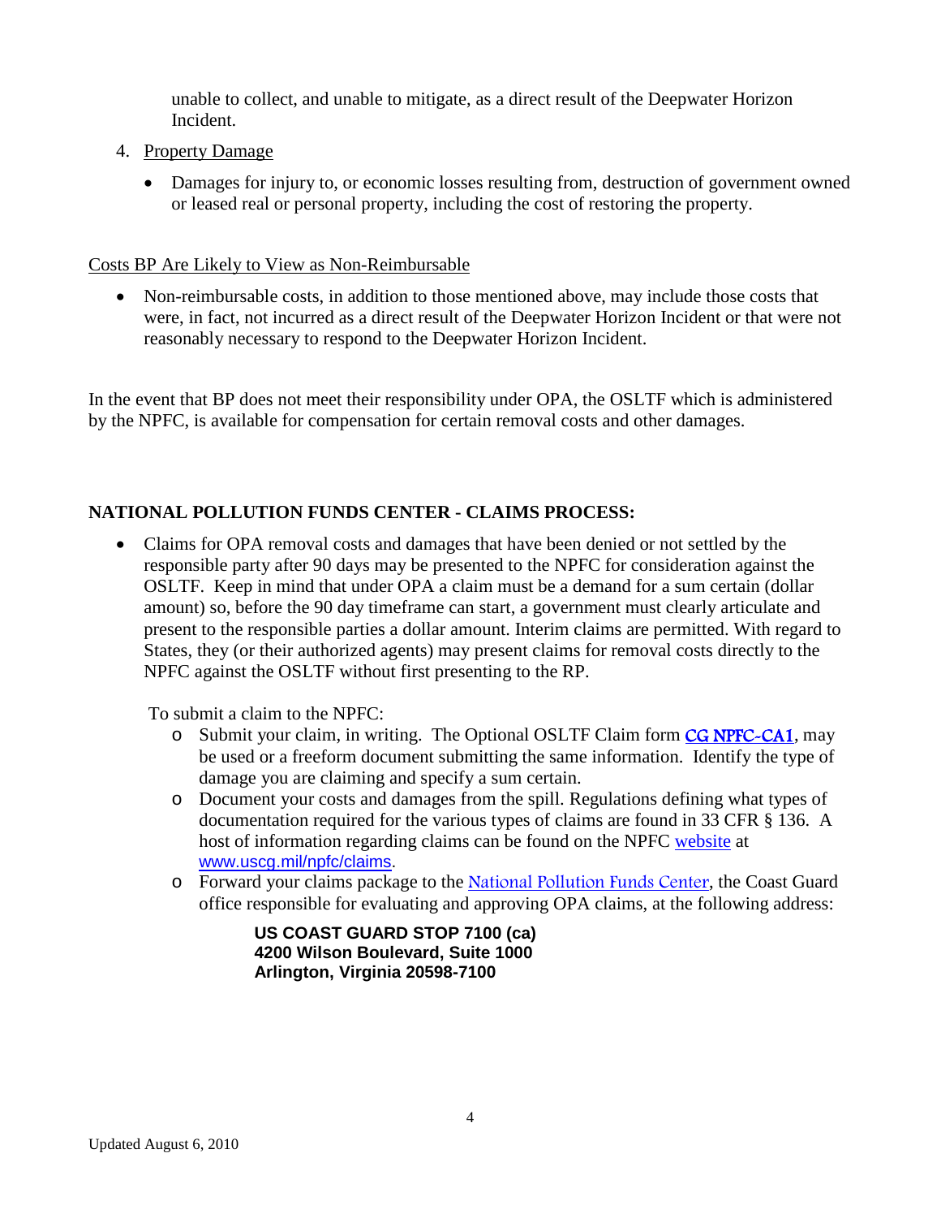unable to collect, and unable to mitigate, as a direct result of the Deepwater Horizon Incident.

4. Property Damage

   - Damages for injury to, or economic losses resulting from, destruction of government owned or leased real or personal property, including the cost of restoring the property.

Costs BP Are Likely to View as Non-Reimbursable

- Non-reimbursable costs, in addition to those mentioned above, may include those costs that were, in fact, not incurred as a direct result of the Deepwater Horizon Incident or that were not reasonably necessary to respond to the Deepwater Horizon Incident.

In the event that BP does not meet their responsibility under OPA, the OSLTF which is administered by the NPFC, is available for compensation for certain removal costs and other damages.

**NATIONAL POLLUTION FUNDS CENTER - CLAIMS PROCESS:**

- Claims for OPA removal costs and damages that have been denied or not settled by the responsible party after 90 days may be presented to the NPFC for consideration against the OSLTF. Keep in mind that under OPA a claim must be a demand for a sum certain (dollar amount) so, before the 90 day timeframe can start, a government must clearly articulate and present to the responsible parties a dollar amount. Interim claims are permitted. With regard to States, they (or their authorized agents) may present claims for removal costs directly to the NPFC against the OSLTF without first presenting to the RP.

  To submit a claim to the NPFC:

  - Submit your claim, in writing. The Optional OSLTF Claim form CG NPFC-CA1, may be used or a freeform document submitting the same information. Identify the type of damage you are claiming and specify a sum certain.
  - Document your costs and damages from the spill. Regulations defining what types of documentation required for the various types of claims are found in 33 CFR § 136. A host of information regarding claims can be found on the NPFC website at www.uscg.mil/npfc/claims.
  - Forward your claims package to the National Pollution Funds Center, the Coast Guard office responsible for evaluating and approving OPA claims, at the following address:

    **US COAST GUARD STOP 7100 (ca)**
    **4200 Wilson Boulevard, Suite 1000**
    **Arlington, Virginia 20598-7100**

Updated August 6, 2010